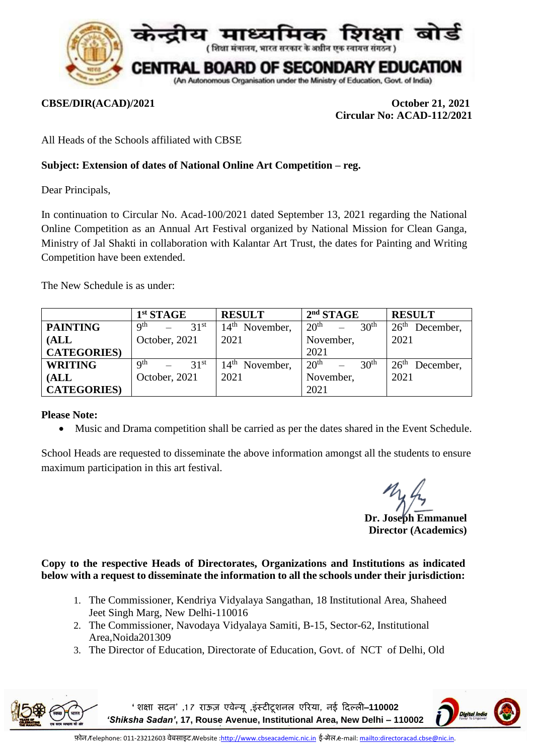# केन्द्रीय माध्यमिक शिक्षा बोर्ड

( शिक्षा मंत्रालय, भारत सरकार के अधीन एक स्वायत्त संगठन )

# CENTRAL BOARD OF SECONDARY EDUCATION

(An Autonomous Organisation under the Ministry of Education, Govt. of India)

**CBSE/DIR(ACAD)/2021**

**October 21, 2021**
**Circular No: ACAD-112/2021**

All Heads of the Schools affiliated with CBSE

**Subject: Extension of dates of National Online Art Competition – reg.**

Dear Principals,

In continuation to Circular No. Acad-100/2021 dated September 13, 2021 regarding the National Online Competition as an Annual Art Festival organized by National Mission for Clean Ganga, Ministry of Jal Shakti in collaboration with Kalantar Art Trust, the dates for Painting and Writing Competition have been extended.

The New Schedule is as under:

| | 1st STAGE | RESULT | 2nd STAGE | RESULT |
|---|---|---|---|---|
| **PAINTING (ALL CATEGORIES)** | 9th – 31st October, 2021 | 14th November, 2021 | 20th – 30th November, 2021 | 26th December, 2021 |
| **WRITING (ALL CATEGORIES)** | 9th – 31st October, 2021 | 14th November, 2021 | 20th – 30th November, 2021 | 26th December, 2021 |

**Please Note:**

- Music and Drama competition shall be carried as per the dates shared in the Event Schedule.

School Heads are requested to disseminate the above information amongst all the students to ensure maximum participation in this art festival.

**Dr. Joseph Emmanuel**
**Director (Academics)**

**Copy to the respective Heads of Directorates, Organizations and Institutions as indicated below with a request to disseminate the information to all the schools under their jurisdiction:**

1. The Commissioner, Kendriya Vidyalaya Sangathan, 18 Institutional Area, Shaheed Jeet Singh Marg, New Delhi-110016
2. The Commissioner, Navodaya Vidyalaya Samiti, B-15, Sector-62, Institutional Area,Noida201309
3. The Director of Education, Directorate of Education, Govt. of NCT of Delhi, Old

' शक्षा सदन' ,17 राऊज़ एवेन्यू ,इंस्टीटूशनल एरिया, नई दिल्ली–110002
*'Shiksha Sadan'*, 17, Rouse Avenue, Institutional Area, New Delhi – 110002

फ़ोन/Telephone: 011-23212603 वेबसाइट/Website :http://www.cbseacademic.nic.in ई-मेल/e-mail: mailto:directoracad.cbse@nic.in.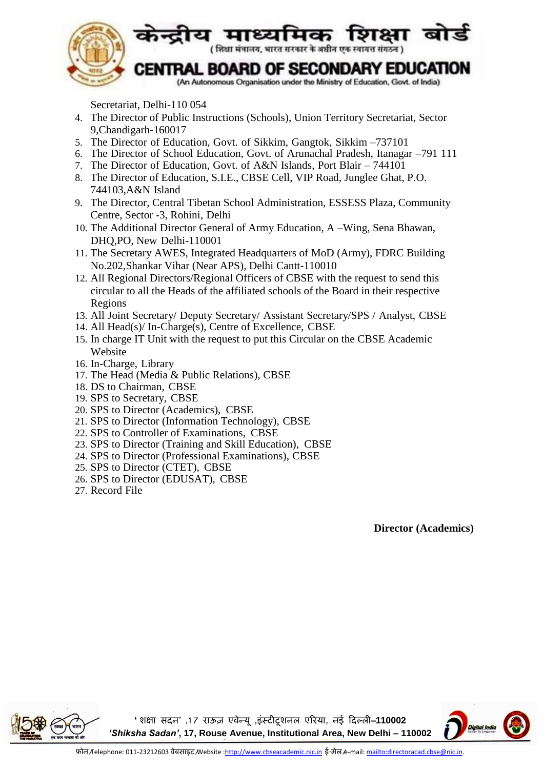Secretariat, Delhi-110 054

4. The Director of Public Instructions (Schools), Union Territory Secretariat, Sector 9,Chandigarh-160017
5. The Director of Education, Govt. of Sikkim, Gangtok, Sikkim –737101
6. The Director of School Education, Govt. of Arunachal Pradesh, Itanagar –791 111
7. The Director of Education, Govt. of A&N Islands, Port Blair – 744101
8. The Director of Education, S.I.E., CBSE Cell, VIP Road, Junglee Ghat, P.O. 744103,A&N Island
9. The Director, Central Tibetan School Administration, ESSESS Plaza, Community Centre, Sector -3, Rohini, Delhi
10. The Additional Director General of Army Education, A –Wing, Sena Bhawan, DHQ,PO, New Delhi-110001
11. The Secretary AWES, Integrated Headquarters of MoD (Army), FDRC Building No.202,Shankar Vihar (Near APS), Delhi Cantt-110010
12. All Regional Directors/Regional Officers of CBSE with the request to send this circular to all the Heads of the affiliated schools of the Board in their respective Regions
13. All Joint Secretary/ Deputy Secretary/ Assistant Secretary/SPS / Analyst, CBSE
14. All Head(s)/ In-Charge(s), Centre of Excellence, CBSE
15. In charge IT Unit with the request to put this Circular on the CBSE Academic Website
16. In-Charge, Library
17. The Head (Media & Public Relations), CBSE
18. DS to Chairman, CBSE
19. SPS to Secretary, CBSE
20. SPS to Director (Academics), CBSE
21. SPS to Director (Information Technology), CBSE
22. SPS to Controller of Examinations, CBSE
23. SPS to Director (Training and Skill Education), CBSE
24. SPS to Director (Professional Examinations), CBSE
25. SPS to Director (CTET), CBSE
26. SPS to Director (EDUSAT), CBSE
27. Record File

**Director (Academics)**